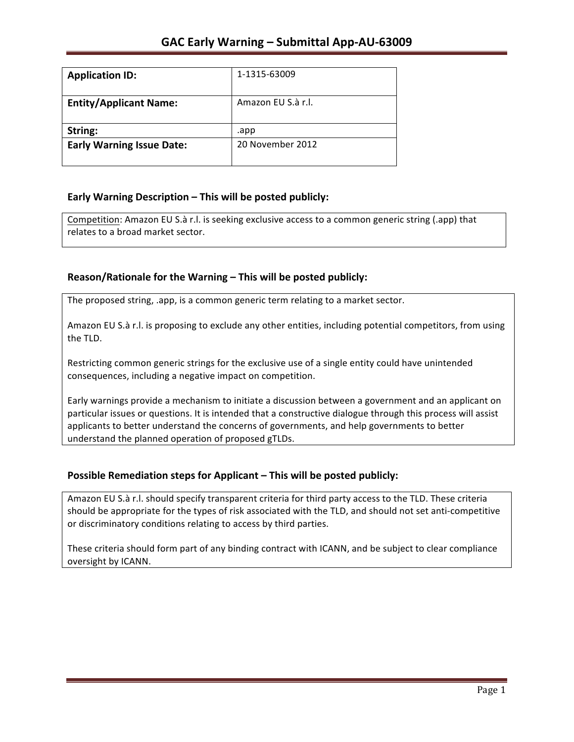# GAC Early Warning – Submittal App-AU-63009

| Application ID: | 1-1315-63009 |
| --- | --- |
| Entity/Applicant Name: | Amazon EU S.à r.l. |
| String: | .app |
| Early Warning Issue Date: | 20 November 2012 |

### Early Warning Description – This will be posted publicly:

Competition: Amazon EU S.à r.l. is seeking exclusive access to a common generic string (.app) that relates to a broad market sector.

### Reason/Rationale for the Warning – This will be posted publicly:

The proposed string, .app, is a common generic term relating to a market sector.

Amazon EU S.à r.l. is proposing to exclude any other entities, including potential competitors, from using the TLD.

Restricting common generic strings for the exclusive use of a single entity could have unintended consequences, including a negative impact on competition.

Early warnings provide a mechanism to initiate a discussion between a government and an applicant on particular issues or questions. It is intended that a constructive dialogue through this process will assist applicants to better understand the concerns of governments, and help governments to better understand the planned operation of proposed gTLDs.

### Possible Remediation steps for Applicant – This will be posted publicly:

Amazon EU S.à r.l. should specify transparent criteria for third party access to the TLD. These criteria should be appropriate for the types of risk associated with the TLD, and should not set anti-competitive or discriminatory conditions relating to access by third parties.

These criteria should form part of any binding contract with ICANN, and be subject to clear compliance oversight by ICANN.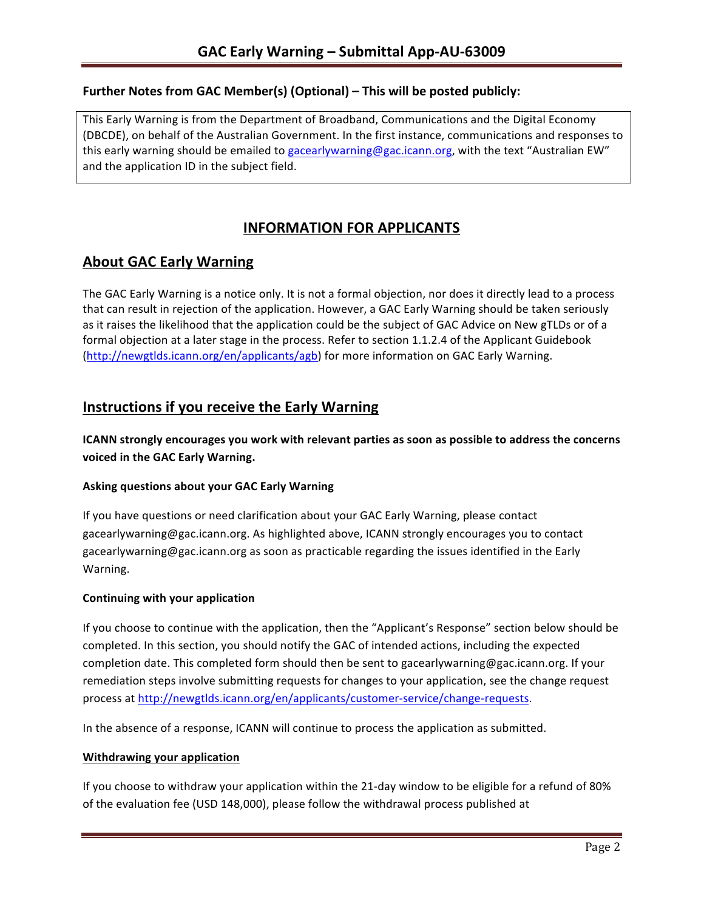# GAC Early Warning – Submittal App-AU-63009

**Further Notes from GAC Member(s) (Optional) – This will be posted publicly:**

This Early Warning is from the Department of Broadband, Communications and the Digital Economy (DBCDE), on behalf of the Australian Government. In the first instance, communications and responses to this early warning should be emailed to gacearlywarning@gac.icann.org, with the text "Australian EW" and the application ID in the subject field.

## INFORMATION FOR APPLICANTS

## About GAC Early Warning

The GAC Early Warning is a notice only. It is not a formal objection, nor does it directly lead to a process that can result in rejection of the application. However, a GAC Early Warning should be taken seriously as it raises the likelihood that the application could be the subject of GAC Advice on New gTLDs or of a formal objection at a later stage in the process. Refer to section 1.1.2.4 of the Applicant Guidebook (http://newgtlds.icann.org/en/applicants/agb) for more information on GAC Early Warning.

## Instructions if you receive the Early Warning

**ICANN strongly encourages you work with relevant parties as soon as possible to address the concerns voiced in the GAC Early Warning.**

### Asking questions about your GAC Early Warning

If you have questions or need clarification about your GAC Early Warning, please contact gacearlywarning@gac.icann.org. As highlighted above, ICANN strongly encourages you to contact gacearlywarning@gac.icann.org as soon as practicable regarding the issues identified in the Early Warning.

### Continuing with your application

If you choose to continue with the application, then the "Applicant's Response" section below should be completed. In this section, you should notify the GAC of intended actions, including the expected completion date. This completed form should then be sent to gacearlywarning@gac.icann.org. If your remediation steps involve submitting requests for changes to your application, see the change request process at http://newgtlds.icann.org/en/applicants/customer-service/change-requests.

In the absence of a response, ICANN will continue to process the application as submitted.

### Withdrawing your application

If you choose to withdraw your application within the 21-day window to be eligible for a refund of 80% of the evaluation fee (USD 148,000), please follow the withdrawal process published at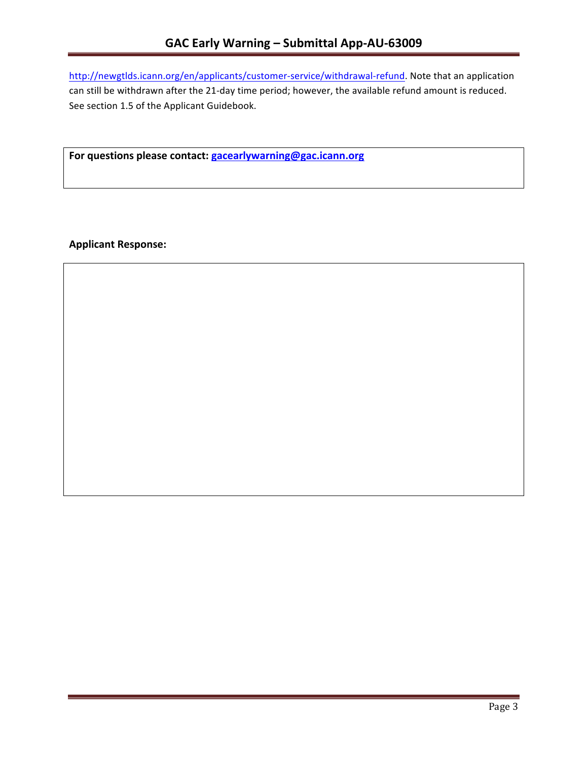http://newgtlds.icann.org/en/applicants/customer-service/withdrawal-refund. Note that an application can still be withdrawn after the 21-day time period; however, the available refund amount is reduced. See section 1.5 of the Applicant Guidebook.

**For questions please contact: gacearlywarning@gac.icann.org**

**Applicant Response:**